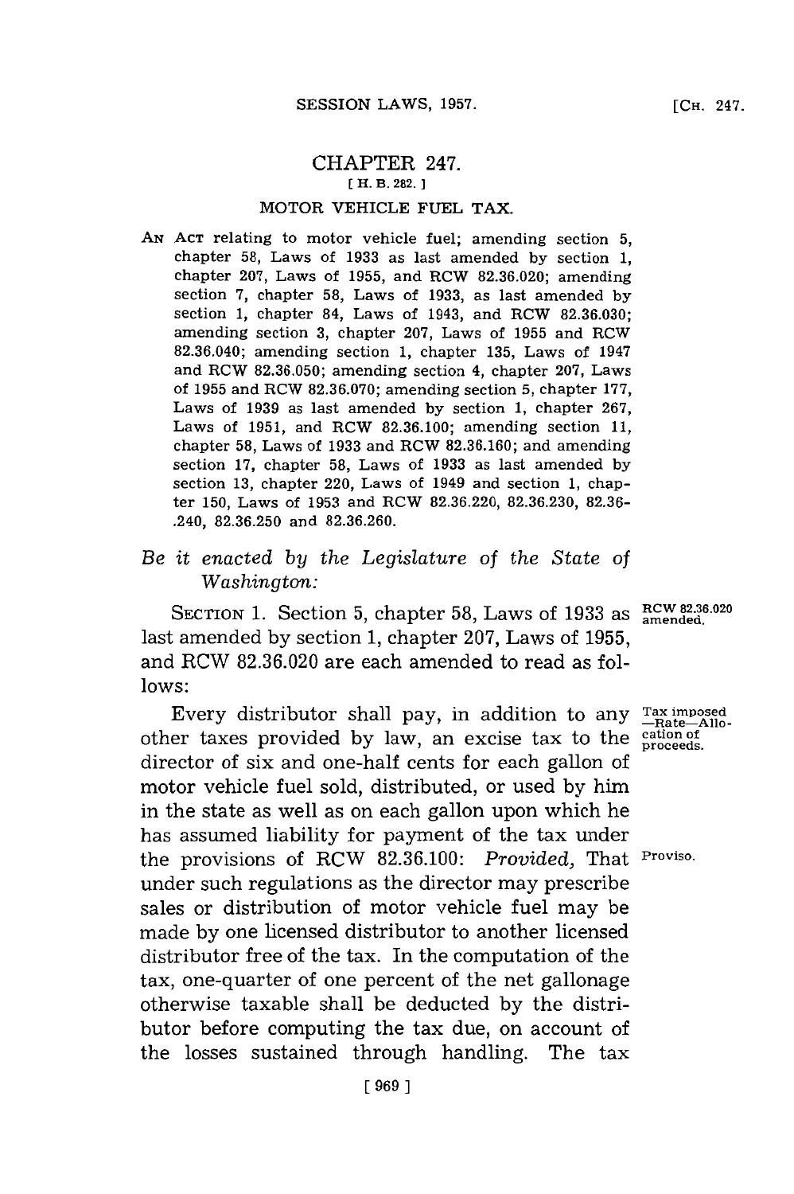## CHAPTER 247.

[ H. B. 282. ]

### MOTOR VEHICLE FUEL TAX.

AN ACT relating to motor vehicle fuel; amending section 5, chapter 58, Laws of 1933 as last amended by section 1, chapter 207, Laws of 1955, and RCW 82.36.020; amending section 7, chapter 58, Laws of 1933, as last amended by section 1, chapter 84, Laws of 1943, and RCW 82.36.030; amending section 3, chapter 207, Laws of 1955 and RCW 82.36.040; amending section 1, chapter 135, Laws of 1947 and RCW 82.36.050; amending section 4, chapter 207, Laws of 1955 and RCW 82.36.070; amending section 5, chapter 177, Laws of 1939 as last amended by section 1, chapter 267, Laws of 1951, and RCW 82.36.100; amending section 11, chapter 58, Laws of 1933 and RCW 82.36.160; and amending section 17, chapter 58, Laws of 1933 as last amended by section 13, chapter 220, Laws of 1949 and section 1, chapter 150, Laws of 1953 and RCW 82.36.220, 82.36.230, 82.36-.240, 82.36.250 and 82.36.260.

*Be it enacted by the Legislature of the State of Washington:*

RCW 82.36.020 amended.

SECTION 1. Section 5, chapter 58, Laws of 1933 as last amended by section 1, chapter 207, Laws of 1955, and RCW 82.36.020 are each amended to read as follows:

Tax imposed—Rate—Allocation of proceeds.

Every distributor shall pay, in addition to any other taxes provided by law, an excise tax to the director of six and one-half cents for each gallon of motor vehicle fuel sold, distributed, or used by him in the state as well as on each gallon upon which he has assumed liability for payment of the tax under the provisions of RCW 82.36.100: *Provided,* That under such regulations as the director may prescribe sales or distribution of motor vehicle fuel may be made by one licensed distributor to another licensed distributor free of the tax. In the computation of the tax, one-quarter of one percent of the net gallonage otherwise taxable shall be deducted by the distributor before computing the tax due, on account of the losses sustained through handling. The tax

Proviso.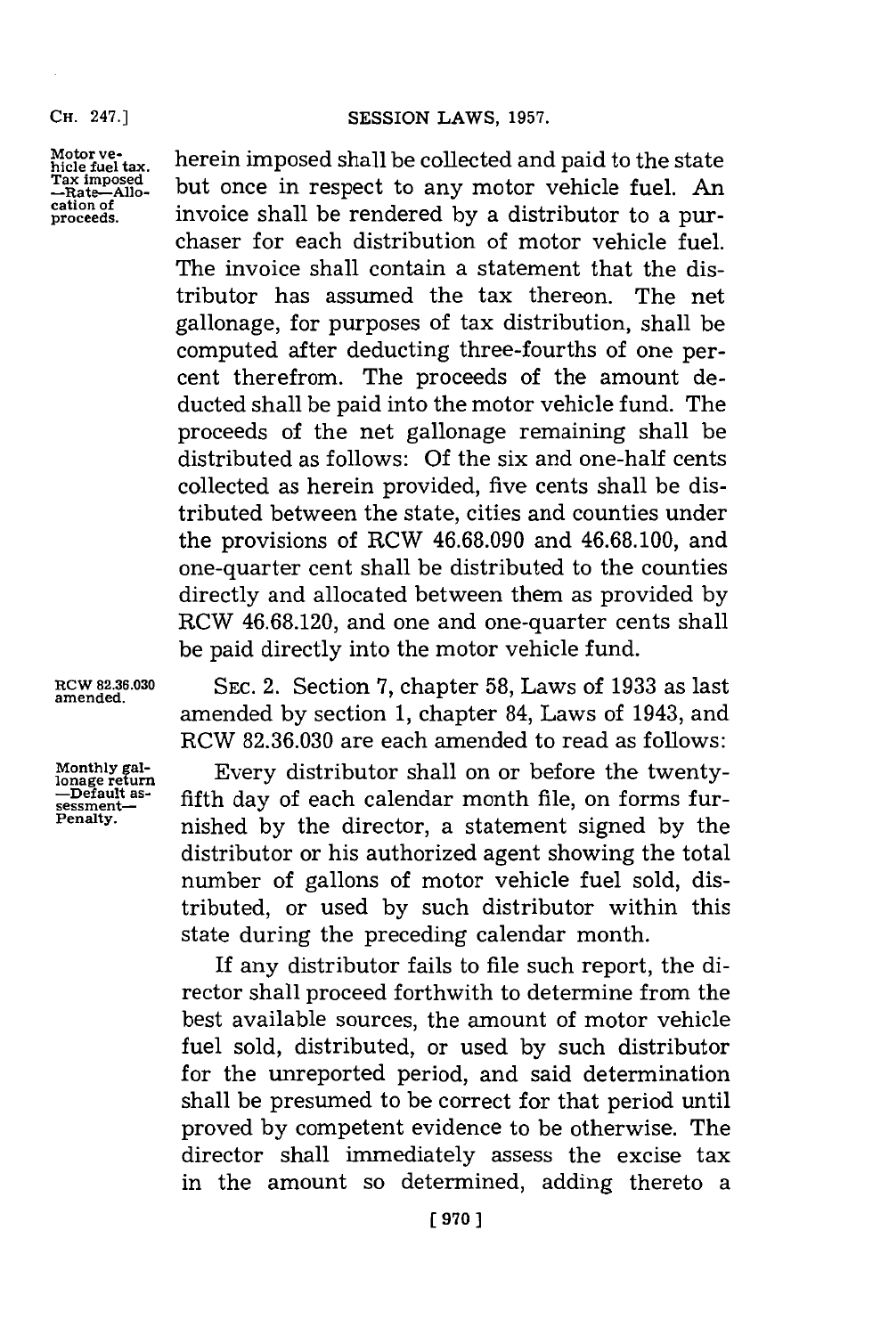Motor vehicle fuel tax. Tax imposed —Rate—Allocation of proceeds.

herein imposed shall be collected and paid to the state but once in respect to any motor vehicle fuel. An invoice shall be rendered by a distributor to a purchaser for each distribution of motor vehicle fuel. The invoice shall contain a statement that the distributor has assumed the tax thereon. The net gallonage, for purposes of tax distribution, shall be computed after deducting three-fourths of one percent therefrom. The proceeds of the amount deducted shall be paid into the motor vehicle fund. The proceeds of the net gallonage remaining shall be distributed as follows: Of the six and one-half cents collected as herein provided, five cents shall be distributed between the state, cities and counties under the provisions of RCW 46.68.090 and 46.68.100, and one-quarter cent shall be distributed to the counties directly and allocated between them as provided by RCW 46.68.120, and one and one-quarter cents shall be paid directly into the motor vehicle fund.

RCW 82.36.030 amended.

SEC. 2. Section 7, chapter 58, Laws of 1933 as last amended by section 1, chapter 84, Laws of 1943, and RCW 82.36.030 are each amended to read as follows:

Monthly gallonage return —Default assessment— Penalty.

Every distributor shall on or before the twenty-fifth day of each calendar month file, on forms furnished by the director, a statement signed by the distributor or his authorized agent showing the total number of gallons of motor vehicle fuel sold, distributed, or used by such distributor within this state during the preceding calendar month.

If any distributor fails to file such report, the director shall proceed forthwith to determine from the best available sources, the amount of motor vehicle fuel sold, distributed, or used by such distributor for the unreported period, and said determination shall be presumed to be correct for that period until proved by competent evidence to be otherwise. The director shall immediately assess the excise tax in the amount so determined, adding thereto a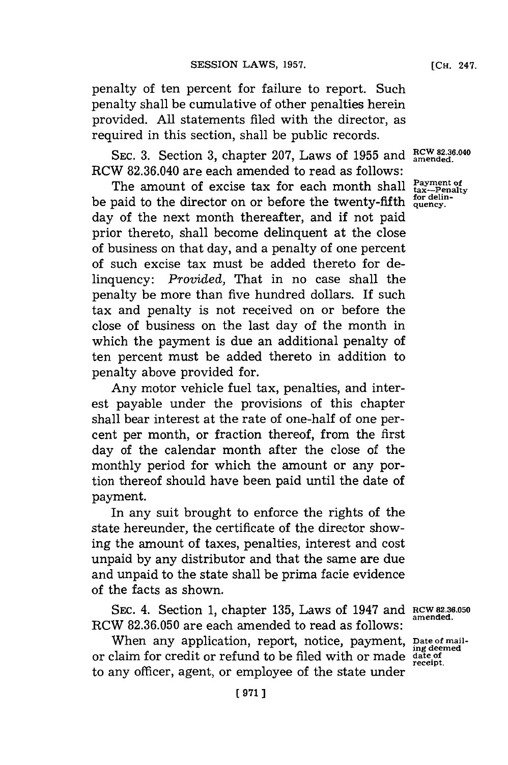penalty of ten percent for failure to report. Such penalty shall be cumulative of other penalties herein provided. All statements filed with the director, as required in this section, shall be public records.

SEC. 3. Section 3, chapter 207, Laws of 1955 and RCW 82.36.040 are each amended to read as follows:

RCW 82.36.040 amended.

Payment of tax—Penalty for delinquency.

The amount of excise tax for each month shall be paid to the director on or before the twenty-fifth day of the next month thereafter, and if not paid prior thereto, shall become delinquent at the close of business on that day, and a penalty of one percent of such excise tax must be added thereto for delinquency: *Provided,* That in no case shall the penalty be more than five hundred dollars. If such tax and penalty is not received on or before the close of business on the last day of the month in which the payment is due an additional penalty of ten percent must be added thereto in addition to penalty above provided for.

Any motor vehicle fuel tax, penalties, and interest payable under the provisions of this chapter shall bear interest at the rate of one-half of one percent per month, or fraction thereof, from the first day of the calendar month after the close of the monthly period for which the amount or any portion thereof should have been paid until the date of payment.

In any suit brought to enforce the rights of the state hereunder, the certificate of the director showing the amount of taxes, penalties, interest and cost unpaid by any distributor and that the same are due and unpaid to the state shall be prima facie evidence of the facts as shown.

SEC. 4. Section 1, chapter 135, Laws of 1947 and RCW 82.36.050 are each amended to read as follows:

RCW 82.36.050 amended.

Date of mailing deemed date of receipt.

When any application, report, notice, payment, or claim for credit or refund to be filed with or made to any officer, agent, or employee of the state under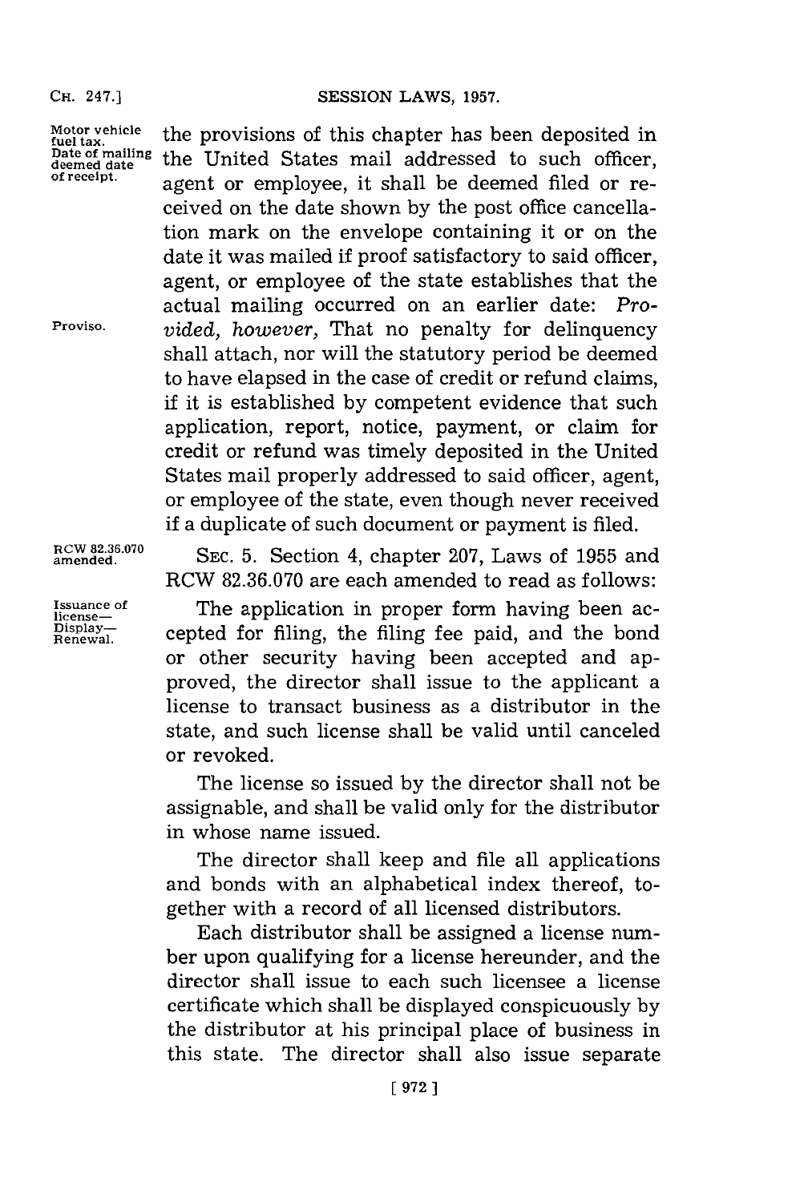the provisions of this chapter has been deposited in the United States mail addressed to such officer, agent or employee, it shall be deemed filed or received on the date shown by the post office cancellation mark on the envelope containing it or on the date it was mailed if proof satisfactory to said officer, agent, or employee of the state establishes that the actual mailing occurred on an earlier date: *Provided, however,* That no penalty for delinquency shall attach, nor will the statutory period be deemed to have elapsed in the case of credit or refund claims, if it is established by competent evidence that such application, report, notice, payment, or claim for credit or refund was timely deposited in the United States mail properly addressed to said officer, agent, or employee of the state, even though never received if a duplicate of such document or payment is filed.

SEC. 5. Section 4, chapter 207, Laws of 1955 and RCW 82.36.070 are each amended to read as follows:

The application in proper form having been accepted for filing, the filing fee paid, and the bond or other security having been accepted and approved, the director shall issue to the applicant a license to transact business as a distributor in the state, and such license shall be valid until canceled or revoked.

The license so issued by the director shall not be assignable, and shall be valid only for the distributor in whose name issued.

The director shall keep and file all applications and bonds with an alphabetical index thereof, together with a record of all licensed distributors.

Each distributor shall be assigned a license number upon qualifying for a license hereunder, and the director shall issue to each such licensee a license certificate which shall be displayed conspicuously by the distributor at his principal place of business in this state. The director shall also issue separate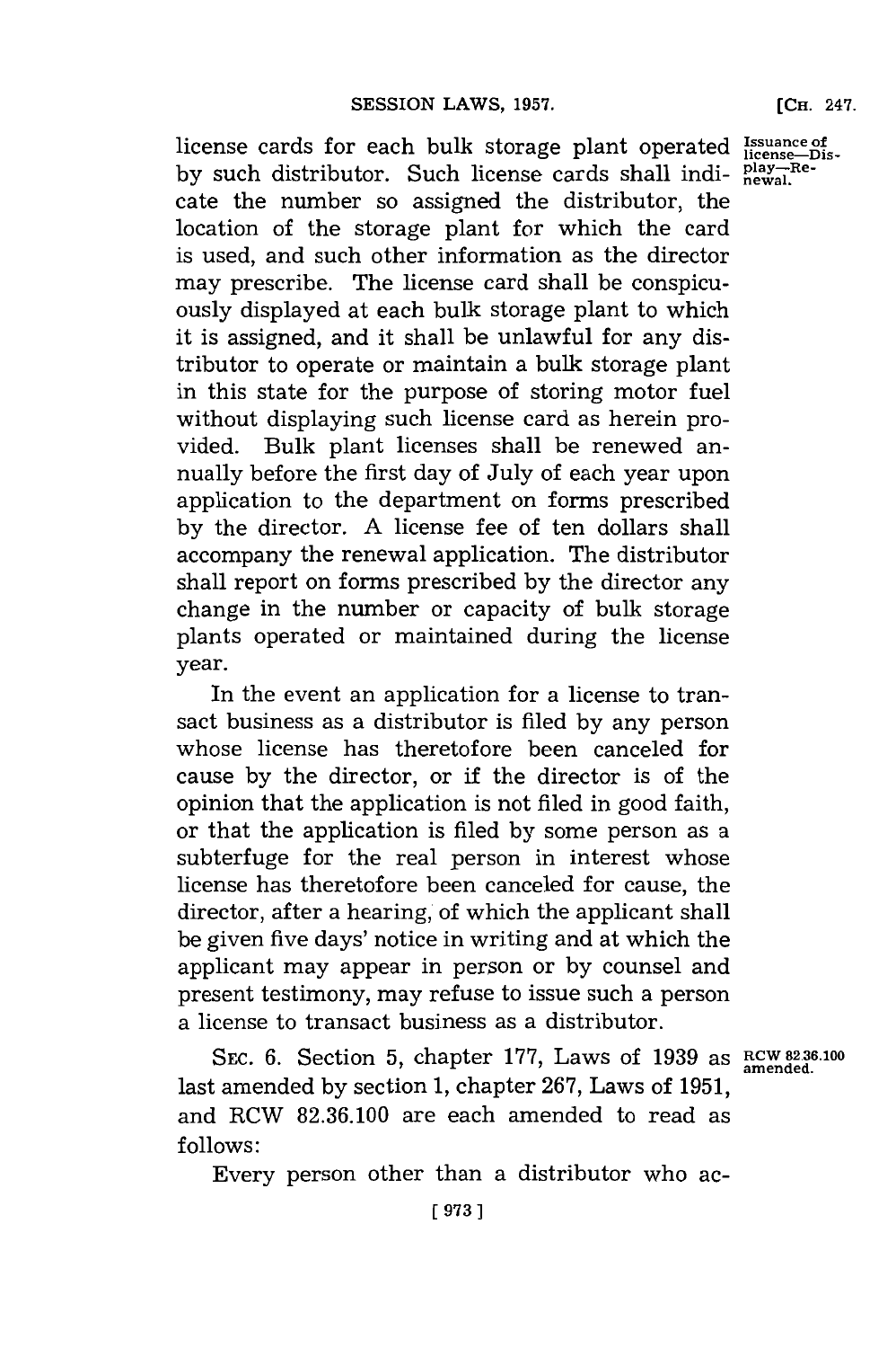license cards for each bulk storage plant operated by such distributor. Such license cards shall indicate the number so assigned the distributor, the location of the storage plant for which the card is used, and such other information as the director may prescribe. The license card shall be conspicuously displayed at each bulk storage plant to which it is assigned, and it shall be unlawful for any distributor to operate or maintain a bulk storage plant in this state for the purpose of storing motor fuel without displaying such license card as herein provided. Bulk plant licenses shall be renewed annually before the first day of July of each year upon application to the department on forms prescribed by the director. A license fee of ten dollars shall accompany the renewal application. The distributor shall report on forms prescribed by the director any change in the number or capacity of bulk storage plants operated or maintained during the license year.

Issuance of license—Display—Renewal.

In the event an application for a license to transact business as a distributor is filed by any person whose license has theretofore been canceled for cause by the director, or if the director is of the opinion that the application is not filed in good faith, or that the application is filed by some person as a subterfuge for the real person in interest whose license has theretofore been canceled for cause, the director, after a hearing, of which the applicant shall be given five days' notice in writing and at which the applicant may appear in person or by counsel and present testimony, may refuse to issue such a person a license to transact business as a distributor.

SEC. 6. Section 5, chapter 177, Laws of 1939 as last amended by section 1, chapter 267, Laws of 1951, and RCW 82.36.100 are each amended to read as follows:

RCW 82.36.100 amended.

Every person other than a distributor who ac-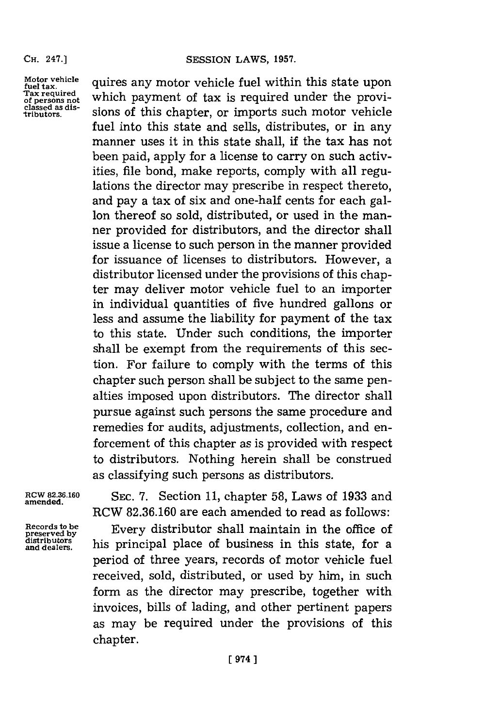Motor vehicle fuel tax. Tax required of persons not classed as distributors.

quires any motor vehicle fuel within this state upon which payment of tax is required under the provisions of this chapter, or imports such motor vehicle fuel into this state and sells, distributes, or in any manner uses it in this state shall, if the tax has not been paid, apply for a license to carry on such activities, file bond, make reports, comply with all regulations the director may prescribe in respect thereto, and pay a tax of six and one-half cents for each gallon thereof so sold, distributed, or used in the manner provided for distributors, and the director shall issue a license to such person in the manner provided for issuance of licenses to distributors. However, a distributor licensed under the provisions of this chapter may deliver motor vehicle fuel to an importer in individual quantities of five hundred gallons or less and assume the liability for payment of the tax to this state. Under such conditions, the importer shall be exempt from the requirements of this section. For failure to comply with the terms of this chapter such person shall be subject to the same penalties imposed upon distributors. The director shall pursue against such persons the same procedure and remedies for audits, adjustments, collection, and enforcement of this chapter as is provided with respect to distributors. Nothing herein shall be construed as classifying such persons as distributors.

RCW 82.36.160 amended.

SEC. 7. Section 11, chapter 58, Laws of 1933 and RCW 82.36.160 are each amended to read as follows:

Records to be preserved by distributors and dealers.

Every distributor shall maintain in the office of his principal place of business in this state, for a period of three years, records of motor vehicle fuel received, sold, distributed, or used by him, in such form as the director may prescribe, together with invoices, bills of lading, and other pertinent papers as may be required under the provisions of this chapter.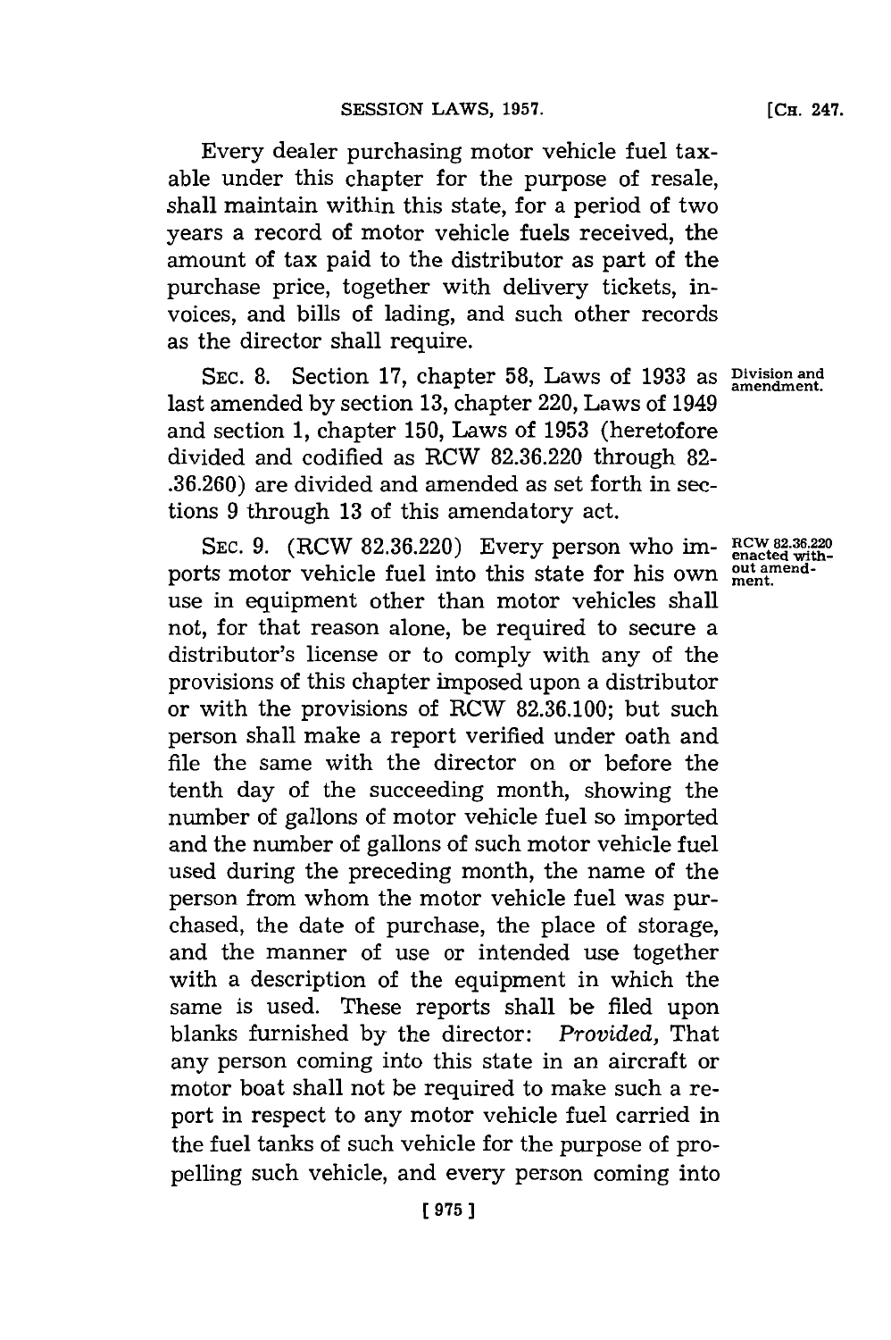Every dealer purchasing motor vehicle fuel taxable under this chapter for the purpose of resale, shall maintain within this state, for a period of two years a record of motor vehicle fuels received, the amount of tax paid to the distributor as part of the purchase price, together with delivery tickets, invoices, and bills of lading, and such other records as the director shall require.

SEC. 8. Section 17, chapter 58, Laws of 1933 as last amended by section 13, chapter 220, Laws of 1949 and section 1, chapter 150, Laws of 1953 (heretofore divided and codified as RCW 82.36.220 through 82-.36.260) are divided and amended as set forth in sections 9 through 13 of this amendatory act.

Division and amendment.

SEC. 9. (RCW 82.36.220) Every person who imports motor vehicle fuel into this state for his own use in equipment other than motor vehicles shall not, for that reason alone, be required to secure a distributor's license or to comply with any of the provisions of this chapter imposed upon a distributor or with the provisions of RCW 82.36.100; but such person shall make a report verified under oath and file the same with the director on or before the tenth day of the succeeding month, showing the number of gallons of motor vehicle fuel so imported and the number of gallons of such motor vehicle fuel used during the preceding month, the name of the person from whom the motor vehicle fuel was purchased, the date of purchase, the place of storage, and the manner of use or intended use together with a description of the equipment in which the same is used. These reports shall be filed upon blanks furnished by the director: *Provided,* That any person coming into this state in an aircraft or motor boat shall not be required to make such a report in respect to any motor vehicle fuel carried in the fuel tanks of such vehicle for the purpose of propelling such vehicle, and every person coming into

RCW 82.36.220 enacted without amendment.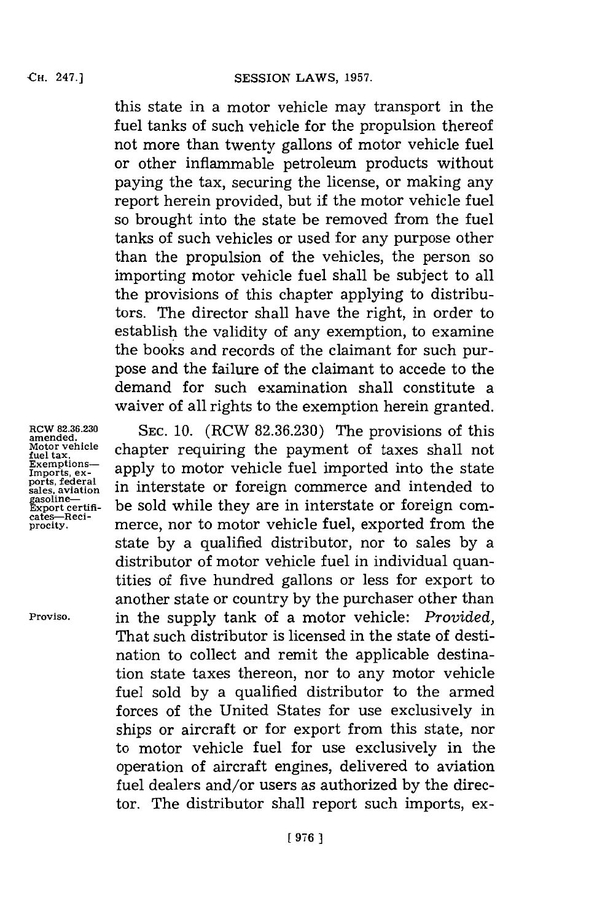this state in a motor vehicle may transport in the fuel tanks of such vehicle for the propulsion thereof not more than twenty gallons of motor vehicle fuel or other inflammable petroleum products without paying the tax, securing the license, or making any report herein provided, but if the motor vehicle fuel so brought into the state be removed from the fuel tanks of such vehicles or used for any purpose other than the propulsion of the vehicles, the person so importing motor vehicle fuel shall be subject to all the provisions of this chapter applying to distributors. The director shall have the right, in order to establish the validity of any exemption, to examine the books and records of the claimant for such purpose and the failure of the claimant to accede to the demand for such examination shall constitute a waiver of all rights to the exemption herein granted.

RCW 82.36.230 amended. Motor vehicle fuel tax. Exemptions—Imports, exports, federal sales, aviation gasoline—Export certificates—Reciprocity.

SEC. 10. (RCW 82.36.230) The provisions of this chapter requiring the payment of taxes shall not apply to motor vehicle fuel imported into the state in interstate or foreign commerce and intended to be sold while they are in interstate or foreign commerce, nor to motor vehicle fuel, exported from the state by a qualified distributor, nor to sales by a distributor of motor vehicle fuel in individual quantities of five hundred gallons or less for export to another state or country by the purchaser other than in the supply tank of a motor vehicle: *Provided,* That such distributor is licensed in the state of destination to collect and remit the applicable destination state taxes thereon, nor to any motor vehicle fuel sold by a qualified distributor to the armed forces of the United States for use exclusively in ships or aircraft or for export from this state, nor to motor vehicle fuel for use exclusively in the operation of aircraft engines, delivered to aviation fuel dealers and/or users as authorized by the director. The distributor shall report such imports, ex-

Proviso.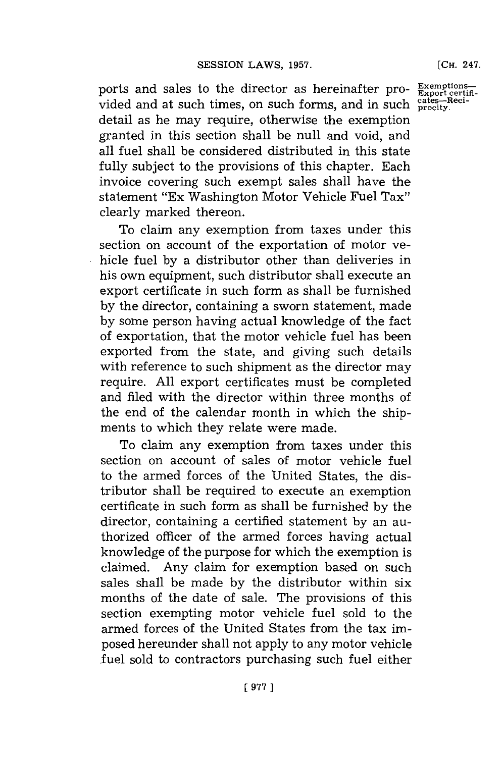ports and sales to the director as hereinafter provided and at such times, on such forms, and in such detail as he may require, otherwise the exemption granted in this section shall be null and void, and all fuel shall be considered distributed in this state fully subject to the provisions of this chapter. Each invoice covering such exempt sales shall have the statement "Ex Washington Motor Vehicle Fuel Tax" clearly marked thereon.

Exemptions—Export certificates—Reciprocity.

To claim any exemption from taxes under this section on account of the exportation of motor vehicle fuel by a distributor other than deliveries in his own equipment, such distributor shall execute an export certificate in such form as shall be furnished by the director, containing a sworn statement, made by some person having actual knowledge of the fact of exportation, that the motor vehicle fuel has been exported from the state, and giving such details with reference to such shipment as the director may require. All export certificates must be completed and filed with the director within three months of the end of the calendar month in which the shipments to which they relate were made.

To claim any exemption from taxes under this section on account of sales of motor vehicle fuel to the armed forces of the United States, the distributor shall be required to execute an exemption certificate in such form as shall be furnished by the director, containing a certified statement by an authorized officer of the armed forces having actual knowledge of the purpose for which the exemption is claimed. Any claim for exemption based on such sales shall be made by the distributor within six months of the date of sale. The provisions of this section exempting motor vehicle fuel sold to the armed forces of the United States from the tax imposed hereunder shall not apply to any motor vehicle fuel sold to contractors purchasing such fuel either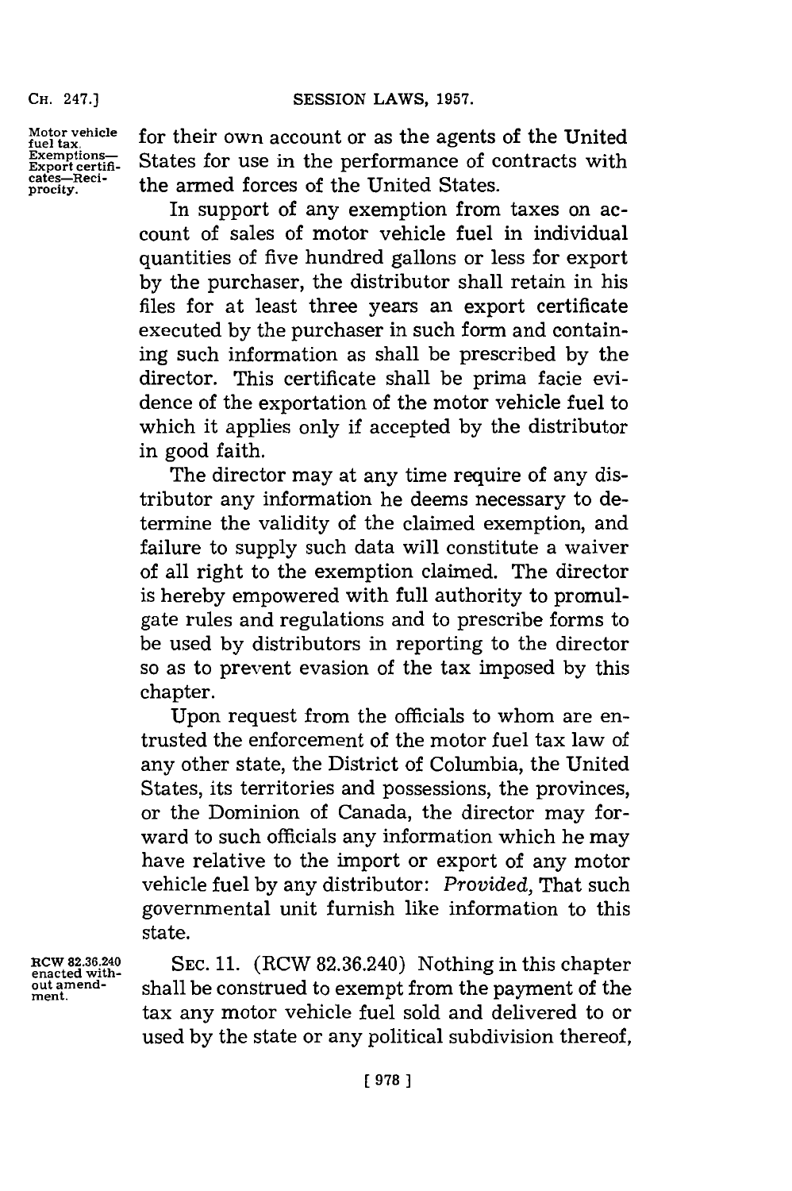for their own account or as the agents of the United States for use in the performance of contracts with the armed forces of the United States.

Motor vehicle fuel tax. Exemptions—Export certificates—Reciprocity.

In support of any exemption from taxes on account of sales of motor vehicle fuel in individual quantities of five hundred gallons or less for export by the purchaser, the distributor shall retain in his files for at least three years an export certificate executed by the purchaser in such form and containing such information as shall be prescribed by the director. This certificate shall be prima facie evidence of the exportation of the motor vehicle fuel to which it applies only if accepted by the distributor in good faith.

The director may at any time require of any distributor any information he deems necessary to determine the validity of the claimed exemption, and failure to supply such data will constitute a waiver of all right to the exemption claimed. The director is hereby empowered with full authority to promulgate rules and regulations and to prescribe forms to be used by distributors in reporting to the director so as to prevent evasion of the tax imposed by this chapter.

Upon request from the officials to whom are entrusted the enforcement of the motor fuel tax law of any other state, the District of Columbia, the United States, its territories and possessions, the provinces, or the Dominion of Canada, the director may forward to such officials any information which he may have relative to the import or export of any motor vehicle fuel by any distributor: *Provided,* That such governmental unit furnish like information to this state.

RCW 82.36.240 enacted without amendment.

SEC. 11. (RCW 82.36.240) Nothing in this chapter shall be construed to exempt from the payment of the tax any motor vehicle fuel sold and delivered to or used by the state or any political subdivision thereof,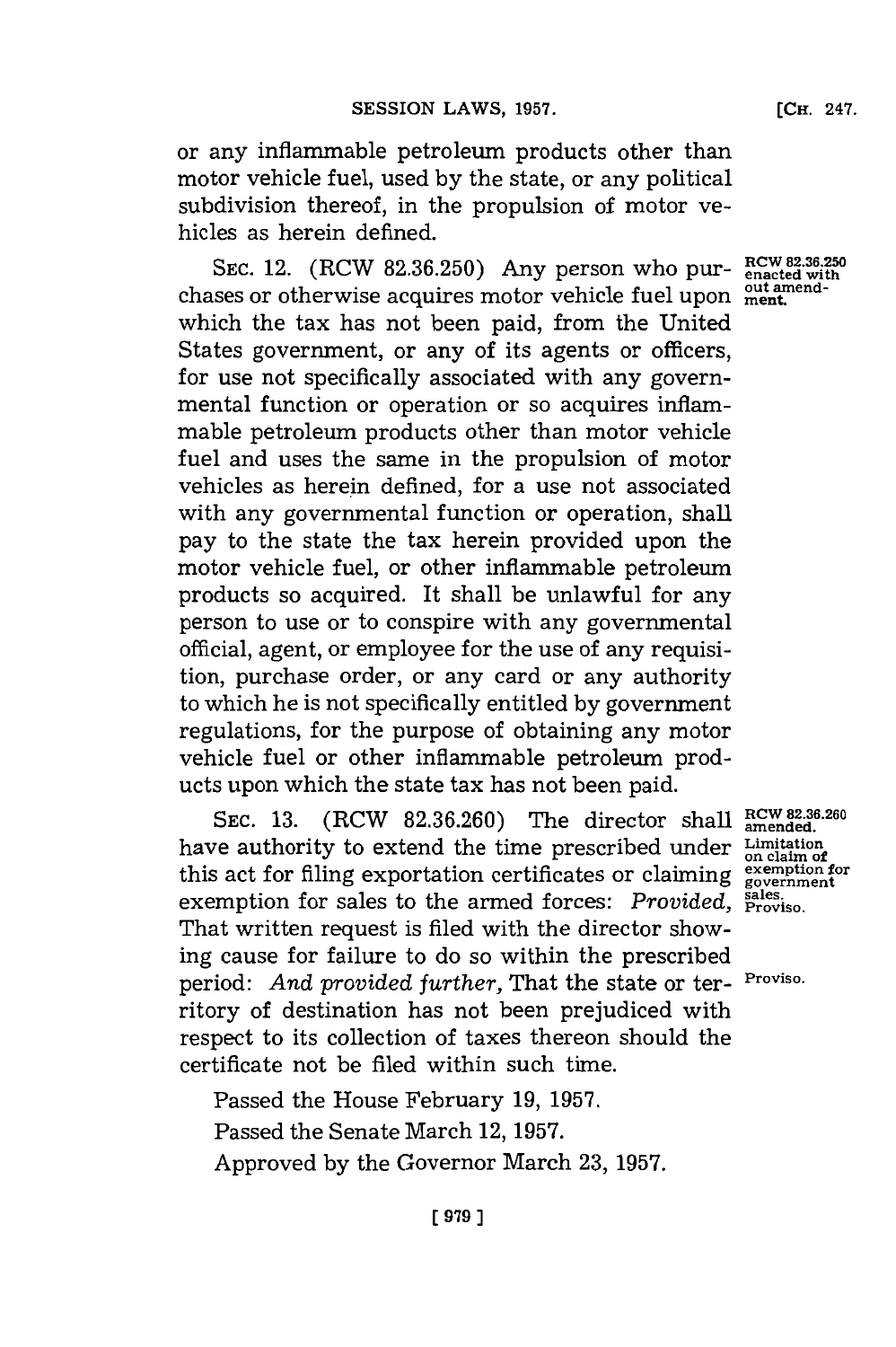or any inflammable petroleum products other than motor vehicle fuel, used by the state, or any political subdivision thereof, in the propulsion of motor vehicles as herein defined.

RCW 82.36.250 enacted without amendment.

SEC. 12. (RCW 82.36.250) Any person who purchases or otherwise acquires motor vehicle fuel upon which the tax has not been paid, from the United States government, or any of its agents or officers, for use not specifically associated with any governmental function or operation or so acquires inflammable petroleum products other than motor vehicle fuel and uses the same in the propulsion of motor vehicles as herein defined, for a use not associated with any governmental function or operation, shall pay to the state the tax herein provided upon the motor vehicle fuel, or other inflammable petroleum products so acquired. It shall be unlawful for any person to use or to conspire with any governmental official, agent, or employee for the use of any requisition, purchase order, or any card or any authority to which he is not specifically entitled by government regulations, for the purpose of obtaining any motor vehicle fuel or other inflammable petroleum products upon which the state tax has not been paid.

RCW 82.36.260 amended. Limitation on claim of exemption for government sales. Proviso.

SEC. 13. (RCW 82.36.260) The director shall have authority to extend the time prescribed under this act for filing exportation certificates or claiming exemption for sales to the armed forces: *Provided,* That written request is filed with the director showing cause for failure to do so within the prescribed period: *And provided further,* That the state or territory of destination has not been prejudiced with respect to its collection of taxes thereon should the certificate not be filed within such time.

Proviso.

Passed the House February 19, 1957.

Passed the Senate March 12, 1957.

Approved by the Governor March 23, 1957.